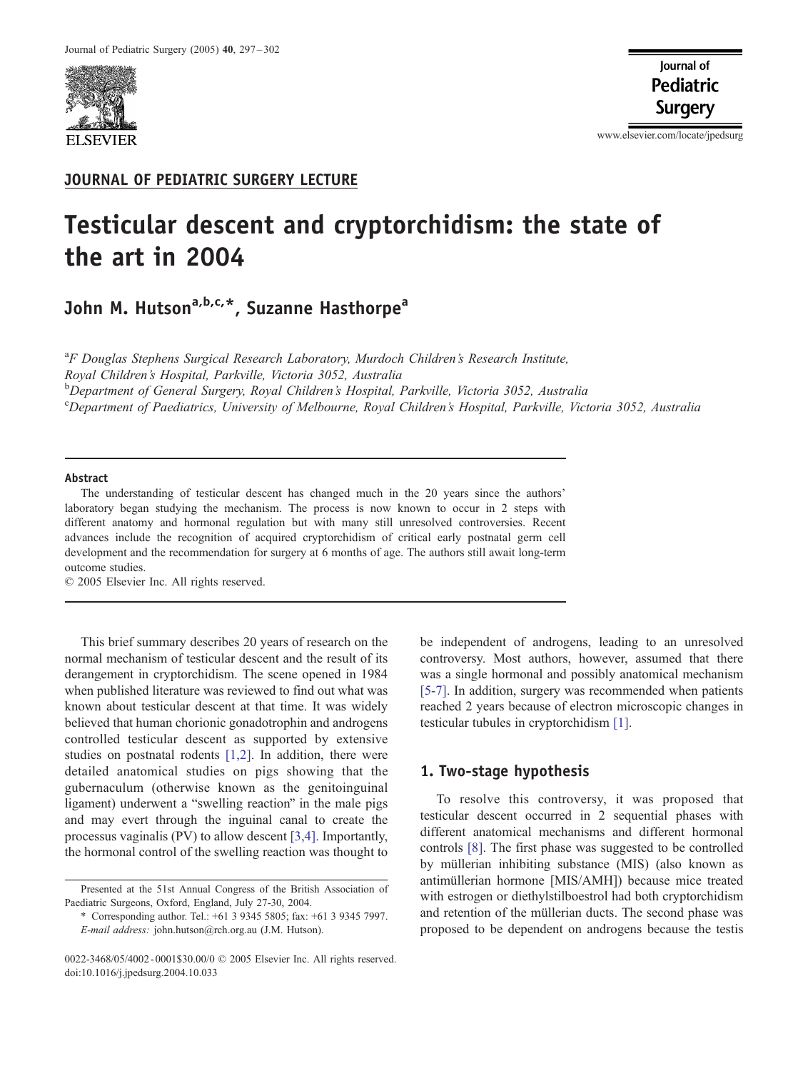JOURNAL OF PEDIATRIC SURGERY LECTURE

# Testicular descent and cryptorchidism: the state of the art in 2004

John M. Hutson[a,b,c,*], Suzanne Hasthorpe[a]

[a]*F Douglas Stephens Surgical Research Laboratory, Murdoch Children's Research Institute, Royal Children's Hospital, Parkville, Victoria 3052, Australia*
[b]*Department of General Surgery, Royal Children's Hospital, Parkville, Victoria 3052, Australia*
[c]*Department of Paediatrics, University of Melbourne, Royal Children's Hospital, Parkville, Victoria 3052, Australia*

**Abstract**

The understanding of testicular descent has changed much in the 20 years since the authors' laboratory began studying the mechanism. The process is now known to occur in 2 steps with different anatomy and hormonal regulation but with many still unresolved controversies. Recent advances include the recognition of acquired cryptorchidism of critical early postnatal germ cell development and the recommendation for surgery at 6 months of age. The authors still await long-term outcome studies.

© 2005 Elsevier Inc. All rights reserved.

This brief summary describes 20 years of research on the normal mechanism of testicular descent and the result of its derangement in cryptorchidism. The scene opened in 1984 when published literature was reviewed to find out what was known about testicular descent at that time. It was widely believed that human chorionic gonadotrophin and androgens controlled testicular descent as supported by extensive studies on postnatal rodents [1,2]. In addition, there were detailed anatomical studies on pigs showing that the gubernaculum (otherwise known as the genitoinguinal ligament) underwent a "swelling reaction" in the male pigs and may evert through the inguinal canal to create the processus vaginalis (PV) to allow descent [3,4]. Importantly, the hormonal control of the swelling reaction was thought to be independent of androgens, leading to an unresolved controversy. Most authors, however, assumed that there was a single hormonal and possibly anatomical mechanism [5-7]. In addition, surgery was recommended when patients reached 2 years because of electron microscopic changes in testicular tubules in cryptorchidism [1].

## 1. Two-stage hypothesis

To resolve this controversy, it was proposed that testicular descent occurred in 2 sequential phases with different anatomical mechanisms and different hormonal controls [8]. The first phase was suggested to be controlled by müllerian inhibiting substance (MIS) (also known as antimüllerian hormone [MIS/AMH]) because mice treated with estrogen or diethylstilboestrol had both cryptorchidism and retention of the müllerian ducts. The second phase was proposed to be dependent on androgens because the testis

---

Presented at the 51st Annual Congress of the British Association of Paediatric Surgeons, Oxford, England, July 27-30, 2004.

* Corresponding author. Tel.: +61 3 9345 5805; fax: +61 3 9345 7997. *E-mail address:* john.hutson@rch.org.au (J.M. Hutson).

0022-3468/05/4002-0001$30.00/0 © 2005 Elsevier Inc. All rights reserved.
doi:10.1016/j.jpedsurg.2004.10.033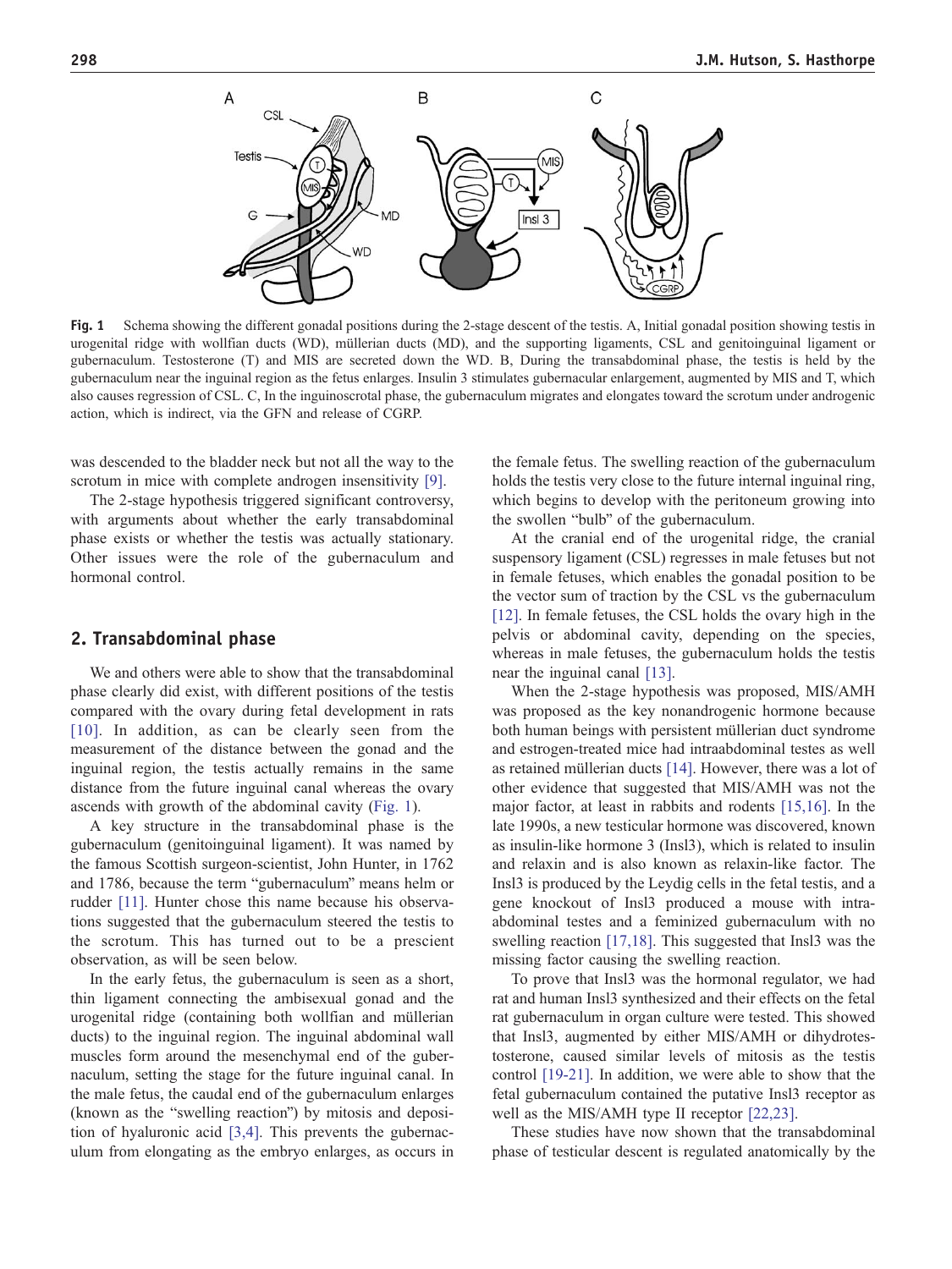**Fig. 1** Schema showing the different gonadal positions during the 2-stage descent of the testis. A, Initial gonadal position showing testis in urogenital ridge with wolffian ducts (WD), müllerian ducts (MD), and the supporting ligaments, CSL and genitoinguinal ligament or gubernaculum. Testosterone (T) and MIS are secreted down the WD. B, During the transabdominal phase, the testis is held by the gubernaculum near the inguinal region as the fetus enlarges. Insulin 3 stimulates gubernacular enlargement, augmented by MIS and T, which also causes regression of CSL. C, In the inguinoscrotal phase, the gubernaculum migrates and elongates toward the scrotum under androgenic action, which is indirect, via the GFN and release of CGRP.

was descended to the bladder neck but not all the way to the scrotum in mice with complete androgen insensitivity [9].

The 2-stage hypothesis triggered significant controversy, with arguments about whether the early transabdominal phase exists or whether the testis was actually stationary. Other issues were the role of the gubernaculum and hormonal control.

## 2. Transabdominal phase

We and others were able to show that the transabdominal phase clearly did exist, with different positions of the testis compared with the ovary during fetal development in rats [10]. In addition, as can be clearly seen from the measurement of the distance between the gonad and the inguinal region, the testis actually remains in the same distance from the future inguinal canal whereas the ovary ascends with growth of the abdominal cavity (Fig. 1).

A key structure in the transabdominal phase is the gubernaculum (genitoinguinal ligament). It was named by the famous Scottish surgeon-scientist, John Hunter, in 1762 and 1786, because the term "gubernaculum" means helm or rudder [11]. Hunter chose this name because his observations suggested that the gubernaculum steered the testis to the scrotum. This has turned out to be a prescient observation, as will be seen below.

In the early fetus, the gubernaculum is seen as a short, thin ligament connecting the ambisexual gonad and the urogenital ridge (containing both wolffian and müllerian ducts) to the inguinal region. The inguinal abdominal wall muscles form around the mesenchymal end of the gubernaculum, setting the stage for the future inguinal canal. In the male fetus, the caudal end of the gubernaculum enlarges (known as the "swelling reaction") by mitosis and deposition of hyaluronic acid [3,4]. This prevents the gubernaculum from elongating as the embryo enlarges, as occurs in the female fetus. The swelling reaction of the gubernaculum holds the testis very close to the future internal inguinal ring, which begins to develop with the peritoneum growing into the swollen "bulb" of the gubernaculum.

At the cranial end of the urogenital ridge, the cranial suspensory ligament (CSL) regresses in male fetuses but not in female fetuses, which enables the gonadal position to be the vector sum of traction by the CSL vs the gubernaculum [12]. In female fetuses, the CSL holds the ovary high in the pelvis or abdominal cavity, depending on the species, whereas in male fetuses, the gubernaculum holds the testis near the inguinal canal [13].

When the 2-stage hypothesis was proposed, MIS/AMH was proposed as the key nonandrogenic hormone because both human beings with persistent müllerian duct syndrome and estrogen-treated mice had intraabdominal testes as well as retained müllerian ducts [14]. However, there was a lot of other evidence that suggested that MIS/AMH was not the major factor, at least in rabbits and rodents [15,16]. In the late 1990s, a new testicular hormone was discovered, known as insulin-like hormone 3 (Insl3), which is related to insulin and relaxin and is also known as relaxin-like factor. The Insl3 is produced by the Leydig cells in the fetal testis, and a gene knockout of Insl3 produced a mouse with intraabdominal testes and a feminized gubernaculum with no swelling reaction [17,18]. This suggested that Insl3 was the missing factor causing the swelling reaction.

To prove that Insl3 was the hormonal regulator, we had rat and human Insl3 synthesized and their effects on the fetal rat gubernaculum in organ culture were tested. This showed that Insl3, augmented by either MIS/AMH or dihydrotestosterone, caused similar levels of mitosis as the testis control [19-21]. In addition, we were able to show that the fetal gubernaculum contained the putative Insl3 receptor as well as the MIS/AMH type II receptor [22,23].

These studies have now shown that the transabdominal phase of testicular descent is regulated anatomically by the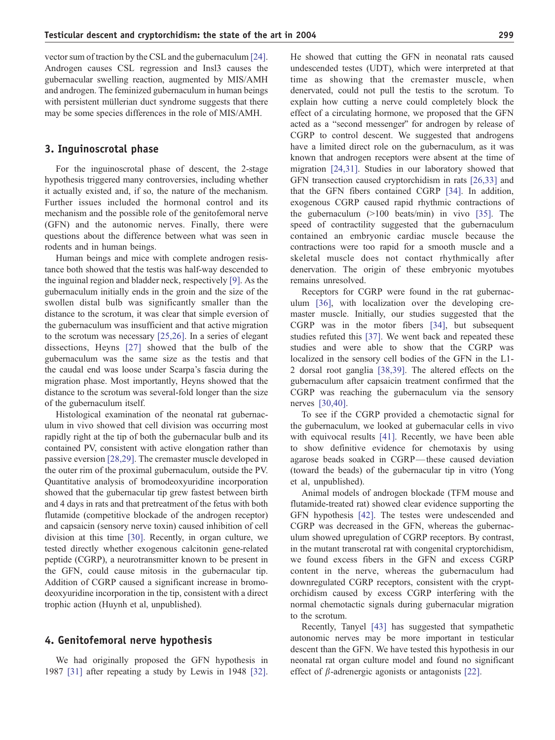vector sum of traction by the CSL and the gubernaculum [24]. Androgen causes CSL regression and Insl3 causes the gubernacular swelling reaction, augmented by MIS/AMH and androgen. The feminized gubernaculum in human beings with persistent müllerian duct syndrome suggests that there may be some species differences in the role of MIS/AMH.

## 3. Inguinoscrotal phase

For the inguinoscrotal phase of descent, the 2-stage hypothesis triggered many controversies, including whether it actually existed and, if so, the nature of the mechanism. Further issues included the hormonal control and its mechanism and the possible role of the genitofemoral nerve (GFN) and the autonomic nerves. Finally, there were questions about the difference between what was seen in rodents and in human beings.

Human beings and mice with complete androgen resistance both showed that the testis was half-way descended to the inguinal region and bladder neck, respectively [9]. As the gubernaculum initially ends in the groin and the size of the swollen distal bulb was significantly smaller than the distance to the scrotum, it was clear that simple eversion of the gubernaculum was insufficient and that active migration to the scrotum was necessary [25,26]. In a series of elegant dissections, Heyns [27] showed that the bulb of the gubernaculum was the same size as the testis and that the caudal end was loose under Scarpa's fascia during the migration phase. Most importantly, Heyns showed that the distance to the scrotum was several-fold longer than the size of the gubernaculum itself.

Histological examination of the neonatal rat gubernaculum in vivo showed that cell division was occurring most rapidly right at the tip of both the gubernacular bulb and its contained PV, consistent with active elongation rather than passive eversion [28,29]. The cremaster muscle developed in the outer rim of the proximal gubernaculum, outside the PV. Quantitative analysis of bromodeoxyuridine incorporation showed that the gubernacular tip grew fastest between birth and 4 days in rats and that pretreatment of the fetus with both flutamide (competitive blockade of the androgen receptor) and capsaicin (sensory nerve toxin) caused inhibition of cell division at this time [30]. Recently, in organ culture, we tested directly whether exogenous calcitonin gene-related peptide (CGRP), a neurotransmitter known to be present in the GFN, could cause mitosis in the gubernacular tip. Addition of CGRP caused a significant increase in bromodeoxyuridine incorporation in the tip, consistent with a direct trophic action (Huynh et al, unpublished).

## 4. Genitofemoral nerve hypothesis

We had originally proposed the GFN hypothesis in 1987 [31] after repeating a study by Lewis in 1948 [32]. He showed that cutting the GFN in neonatal rats caused undescended testes (UDT), which were interpreted at that time as showing that the cremaster muscle, when denervated, could not pull the testis to the scrotum. To explain how cutting a nerve could completely block the effect of a circulating hormone, we proposed that the GFN acted as a "second messenger" for androgen by release of CGRP to control descent. We suggested that androgens have a limited direct role on the gubernaculum, as it was known that androgen receptors were absent at the time of migration [24,31]. Studies in our laboratory showed that GFN transection caused cryptorchidism in rats [26,33] and that the GFN fibers contained CGRP [34]. In addition, exogenous CGRP caused rapid rhythmic contractions of the gubernaculum (>100 beats/min) in vivo [35]. The speed of contractility suggested that the gubernaculum contained an embryonic cardiac muscle because the contractions were too rapid for a smooth muscle and a skeletal muscle does not contact rhythmically after denervation. The origin of these embryonic myotubes remains unresolved.

Receptors for CGRP were found in the rat gubernaculum [36], with localization over the developing cremaster muscle. Initially, our studies suggested that the CGRP was in the motor fibers [34], but subsequent studies refuted this [37]. We went back and repeated these studies and were able to show that the CGRP was localized in the sensory cell bodies of the GFN in the L1-2 dorsal root ganglia [38,39]. The altered effects on the gubernaculum after capsaicin treatment confirmed that the CGRP was reaching the gubernaculum via the sensory nerves [30,40].

To see if the CGRP provided a chemotactic signal for the gubernaculum, we looked at gubernacular cells in vivo with equivocal results [41]. Recently, we have been able to show definitive evidence for chemotaxis by using agarose beads soaked in CGRP—these caused deviation (toward the beads) of the gubernacular tip in vitro (Yong et al, unpublished).

Animal models of androgen blockade (TFM mouse and flutamide-treated rat) showed clear evidence supporting the GFN hypothesis [42]. The testes were undescended and CGRP was decreased in the GFN, whereas the gubernaculum showed upregulation of CGRP receptors. By contrast, in the mutant transcrotal rat with congenital cryptorchidism, we found excess fibers in the GFN and excess CGRP content in the nerve, whereas the gubernaculum had downregulated CGRP receptors, consistent with the cryptorchidism caused by excess CGRP interfering with the normal chemotactic signals during gubernacular migration to the scrotum.

Recently, Tanyel [43] has suggested that sympathetic autonomic nerves may be more important in testicular descent than the GFN. We have tested this hypothesis in our neonatal rat organ culture model and found no significant effect of $\beta$-adrenergic agonists or antagonists [22].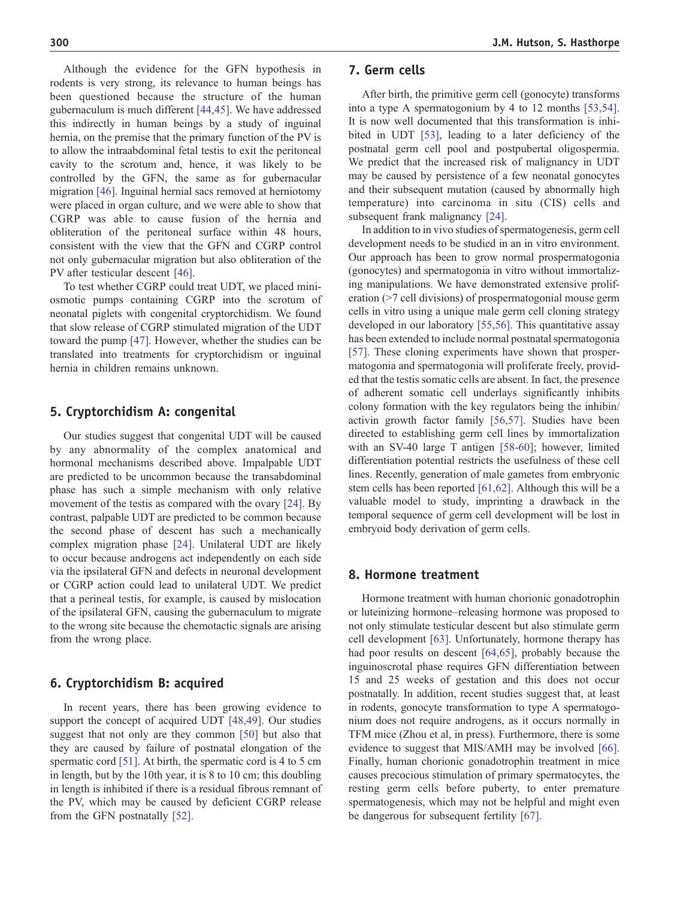Although the evidence for the GFN hypothesis in rodents is very strong, its relevance to human beings has been questioned because the structure of the human gubernaculum is much different [44,45]. We have addressed this indirectly in human beings by a study of inguinal hernia, on the premise that the primary function of the PV is to allow the intraabdominal fetal testis to exit the peritoneal cavity to the scrotum and, hence, it was likely to be controlled by the GFN, the same as for gubernacular migration [46]. Inguinal hernial sacs removed at herniotomy were placed in organ culture, and we were able to show that CGRP was able to cause fusion of the hernia and obliteration of the peritoneal surface within 48 hours, consistent with the view that the GFN and CGRP control not only gubernacular migration but also obliteration of the PV after testicular descent [46].

To test whether CGRP could treat UDT, we placed mini-osmotic pumps containing CGRP into the scrotum of neonatal piglets with congenital cryptorchidism. We found that slow release of CGRP stimulated migration of the UDT toward the pump [47]. However, whether the studies can be translated into treatments for cryptorchidism or inguinal hernia in children remains unknown.

## 5. Cryptorchidism A: congenital

Our studies suggest that congenital UDT will be caused by any abnormality of the complex anatomical and hormonal mechanisms described above. Impalpable UDT are predicted to be uncommon because the transabdominal phase has such a simple mechanism with only relative movement of the testis as compared with the ovary [24]. By contrast, palpable UDT are predicted to be common because the second phase of descent has such a mechanically complex migration phase [24]. Unilateral UDT are likely to occur because androgens act independently on each side via the ipsilateral GFN and defects in neuronal development or CGRP action could lead to unilateral UDT. We predict that a perineal testis, for example, is caused by mislocation of the ipsilateral GFN, causing the gubernaculum to migrate to the wrong site because the chemotactic signals are arising from the wrong place.

## 6. Cryptorchidism B: acquired

In recent years, there has been growing evidence to support the concept of acquired UDT [48,49]. Our studies suggest that not only are they common [50] but also that they are caused by failure of postnatal elongation of the spermatic cord [51]. At birth, the spermatic cord is 4 to 5 cm in length, but by the 10th year, it is 8 to 10 cm; this doubling in length is inhibited if there is a residual fibrous remnant of the PV, which may be caused by deficient CGRP release from the GFN postnatally [52].

## 7. Germ cells

After birth, the primitive germ cell (gonocyte) transforms into a type A spermatogonium by 4 to 12 months [53,54]. It is now well documented that this transformation is inhibited in UDT [53], leading to a later deficiency of the postnatal germ cell pool and postpubertal oligospermia. We predict that the increased risk of malignancy in UDT may be caused by persistence of a few neonatal gonocytes and their subsequent mutation (caused by abnormally high temperature) into carcinoma in situ (CIS) cells and subsequent frank malignancy [24].

In addition to in vivo studies of spermatogenesis, germ cell development needs to be studied in an in vitro environment. Our approach has been to grow normal prospermatogonia (gonocytes) and spermatogonia in vitro without immortalizing manipulations. We have demonstrated extensive proliferation (>7 cell divisions) of prospermatogonial mouse germ cells in vitro using a unique male germ cell cloning strategy developed in our laboratory [55,56]. This quantitative assay has been extended to include normal postnatal spermatogonia [57]. These cloning experiments have shown that prospermatogonia and spermatogonia will proliferate freely, provided that the testis somatic cells are absent. In fact, the presence of adherent somatic cell underlays significantly inhibits colony formation with the key regulators being the inhibin/activin growth factor family [56,57]. Studies have been directed to establishing germ cell lines by immortalization with an SV-40 large T antigen [58-60]; however, limited differentiation potential restricts the usefulness of these cell lines. Recently, generation of male gametes from embryonic stem cells has been reported [61,62]. Although this will be a valuable model to study, imprinting a drawback in the temporal sequence of germ cell development will be lost in embryoid body derivation of germ cells.

## 8. Hormone treatment

Hormone treatment with human chorionic gonadotrophin or luteinizing hormone–releasing hormone was proposed to not only stimulate testicular descent but also stimulate germ cell development [63]. Unfortunately, hormone therapy has had poor results on descent [64,65], probably because the inguinoscrotal phase requires GFN differentiation between 15 and 25 weeks of gestation and this does not occur postnatally. In addition, recent studies suggest that, at least in rodents, gonocyte transformation to type A spermatogonium does not require androgens, as it occurs normally in TFM mice (Zhou et al, in press). Furthermore, there is some evidence to suggest that MIS/AMH may be involved [66]. Finally, human chorionic gonadotrophin treatment in mice causes precocious stimulation of primary spermatocytes, the resting germ cells before puberty, to enter premature spermatogenesis, which may not be helpful and might even be dangerous for subsequent fertility [67].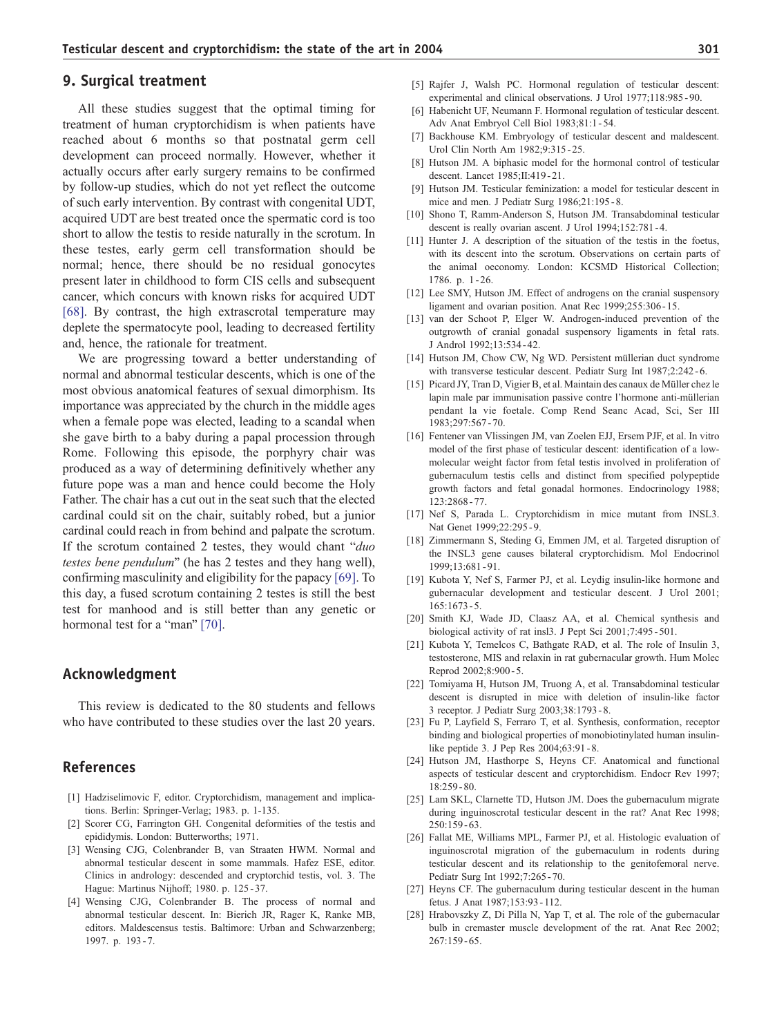## 9. Surgical treatment

All these studies suggest that the optimal timing for treatment of human cryptorchidism is when patients have reached about 6 months so that postnatal germ cell development can proceed normally. However, whether it actually occurs after early surgery remains to be confirmed by follow-up studies, which do not yet reflect the outcome of such early intervention. By contrast with congenital UDT, acquired UDT are best treated once the spermatic cord is too short to allow the testis to reside naturally in the scrotum. In these testes, early germ cell transformation should be normal; hence, there should be no residual gonocytes present later in childhood to form CIS cells and subsequent cancer, which concurs with known risks for acquired UDT [68]. By contrast, the high extrascrotal temperature may deplete the spermatocyte pool, leading to decreased fertility and, hence, the rationale for treatment.

We are progressing toward a better understanding of normal and abnormal testicular descents, which is one of the most obvious anatomical features of sexual dimorphism. Its importance was appreciated by the church in the middle ages when a female pope was elected, leading to a scandal when she gave birth to a baby during a papal procession through Rome. Following this episode, the porphyry chair was produced as a way of determining definitively whether any future pope was a man and hence could become the Holy Father. The chair has a cut out in the seat such that the elected cardinal could sit on the chair, suitably robed, but a junior cardinal could reach in from behind and palpate the scrotum. If the scrotum contained 2 testes, they would chant "*duo testes bene pendulum*" (he has 2 testes and they hang well), confirming masculinity and eligibility for the papacy [69]. To this day, a fused scrotum containing 2 testes is still the best test for manhood and is still better than any genetic or hormonal test for a "man" [70].

## Acknowledgment

This review is dedicated to the 80 students and fellows who have contributed to these studies over the last 20 years.

## References

[1] Hadziselimovic F, editor. Cryptorchidism, management and implications. Berlin: Springer-Verlag; 1983. p. 1-135.

[2] Scorer CG, Farrington GH. Congenital deformities of the testis and epididymis. London: Butterworths; 1971.

[3] Wensing CJG, Colenbrander B, van Straaten HWM. Normal and abnormal testicular descent in some mammals. Hafez ESE, editor. Clinics in andrology: descended and cryptorchid testis, vol. 3. The Hague: Martinus Nijhoff; 1980. p. 125-37.

[4] Wensing CJG, Colenbrander B. The process of normal and abnormal testicular descent. In: Bierich JR, Rager K, Ranke MB, editors. Maldescensus testis. Baltimore: Urban and Schwarzenberg; 1997. p. 193-7.

[5] Rajfer J, Walsh PC. Hormonal regulation of testicular descent: experimental and clinical observations. J Urol 1977;118:985-90.

[6] Habenicht UF, Neumann F. Hormonal regulation of testicular descent. Adv Anat Embryol Cell Biol 1983;81:1-54.

[7] Backhouse KM. Embryology of testicular descent and maldescent. Urol Clin North Am 1982;9:315-25.

[8] Hutson JM. A biphasic model for the hormonal control of testicular descent. Lancet 1985;II:419-21.

[9] Hutson JM. Testicular feminization: a model for testicular descent in mice and men. J Pediatr Surg 1986;21:195-8.

[10] Shono T, Ramm-Anderson S, Hutson JM. Transabdominal testicular descent is really ovarian ascent. J Urol 1994;152:781-4.

[11] Hunter J. A description of the situation of the testis in the foetus, with its descent into the scrotum. Observations on certain parts of the animal oeconomy. London: KCSMD Historical Collection; 1786. p. 1-26.

[12] Lee SMY, Hutson JM. Effect of androgens on the cranial suspensory ligament and ovarian position. Anat Rec 1999;255:306-15.

[13] van der Schoot P, Elger W. Androgen-induced prevention of the outgrowth of cranial gonadal suspensory ligaments in fetal rats. J Androl 1992;13:534-42.

[14] Hutson JM, Chow CW, Ng WD. Persistent müllerian duct syndrome with transverse testicular descent. Pediatr Surg Int 1987;2:242-6.

[15] Picard JY, Tran D, Vigier B, et al. Maintain des canaux de Müller chez le lapin male par immunisation passive contre l'hormone anti-müllerian pendant la vie foetale. Comp Rend Seanc Acad, Sci, Ser III 1983;297:567-70.

[16] Fentener van Vlissingen JM, van Zoelen EJJ, Ersem PJF, et al. In vitro model of the first phase of testicular descent: identification of a low-molecular weight factor from fetal testis involved in proliferation of gubernaculum testis cells and distinct from specified polypeptide growth factors and fetal gonadal hormones. Endocrinology 1988; 123:2868-77.

[17] Nef S, Parada L. Cryptorchidism in mice mutant from INSL3. Nat Genet 1999;22:295-9.

[18] Zimmermann S, Steding G, Emmen JM, et al. Targeted disruption of the INSL3 gene causes bilateral cryptorchidism. Mol Endocrinol 1999;13:681-91.

[19] Kubota Y, Nef S, Farmer PJ, et al. Leydig insulin-like hormone and gubernacular development and testicular descent. J Urol 2001; 165:1673-5.

[20] Smith KJ, Wade JD, Claasz AA, et al. Chemical synthesis and biological activity of rat insl3. J Pept Sci 2001;7:495-501.

[21] Kubota Y, Temelcos C, Bathgate RAD, et al. The role of Insulin 3, testosterone, MIS and relaxin in rat gubernacular growth. Hum Molec Reprod 2002;8:900-5.

[22] Tomiyama H, Hutson JM, Truong A, et al. Transabdominal testicular descent is disrupted in mice with deletion of insulin-like factor 3 receptor. J Pediatr Surg 2003;38:1793-8.

[23] Fu P, Layfield S, Ferraro T, et al. Synthesis, conformation, receptor binding and biological properties of monobiotinylated human insulin-like peptide 3. J Pep Res 2004;63:91-8.

[24] Hutson JM, Hasthorpe S, Heyns CF. Anatomical and functional aspects of testicular descent and cryptorchidism. Endocr Rev 1997; 18:259-80.

[25] Lam SKL, Clarnette TD, Hutson JM. Does the gubernaculum migrate during inguinoscrotal testicular descent in the rat? Anat Rec 1998; 250:159-63.

[26] Fallat ME, Williams MPL, Farmer PJ, et al. Histologic evaluation of inguinoscrotal migration of the gubernaculum in rodents during testicular descent and its relationship to the genitofemoral nerve. Pediatr Surg Int 1992;7:265-70.

[27] Heyns CF. The gubernaculum during testicular descent in the human fetus. J Anat 1987;153:93-112.

[28] Hrabovszky Z, Di Pilla N, Yap T, et al. The role of the gubernacular bulb in cremaster muscle development of the rat. Anat Rec 2002; 267:159-65.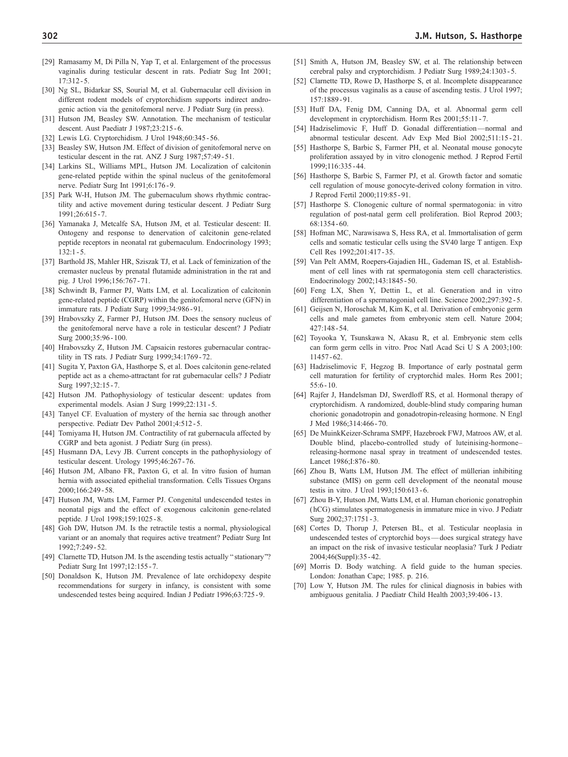[29] Ramasamy M, Di Pilla N, Yap T, et al. Enlargement of the processus vaginalis during testicular descent in rats. Pediatr Sug Int 2001; 17:312-5.

[30] Ng SL, Bidarkar SS, Sourial M, et al. Gubernacular cell division in different rodent models of cryptorchidism supports indirect androgenic action via the genitofemoral nerve. J Pediatr Surg (in press).

[31] Hutson JM, Beasley SW. Annotation. The mechanism of testicular descent. Aust Paediatr J 1987;23:215-6.

[32] Lewis LG. Cryptorchidism. J Urol 1948;60:345-56.

[33] Beasley SW, Hutson JM. Effect of division of genitofemoral nerve on testicular descent in the rat. ANZ J Surg 1987;57:49-51.

[34] Larkins SL, Williams MPL, Hutson JM. Localization of calcitonin gene-related peptide within the spinal nucleus of the genitofemoral nerve. Pediatr Surg Int 1991;6:176-9.

[35] Park W-H, Hutson JM. The gubernaculum shows rhythmic contractility and active movement during testicular descent. J Pediatr Surg 1991;26:615-7.

[36] Yamanaka J, Metcalfe SA, Hutson JM, et al. Testicular descent: II. Ontogeny and response to denervation of calcitonin gene-related peptide receptors in neonatal rat gubernaculum. Endocrinology 1993; 132:1-5.

[37] Barthold JS, Mahler HR, Sziszak TJ, et al. Lack of feminization of the cremaster nucleus by prenatal flutamide administration in the rat and pig. J Urol 1996;156:767-71.

[38] Schwindt B, Farmer PJ, Watts LM, et al. Localization of calcitonin gene-related peptide (CGRP) within the genitofemoral nerve (GFN) in immature rats. J Pediatr Surg 1999;34:986-91.

[39] Hrabovszky Z, Farmer PJ, Hutson JM. Does the sensory nucleus of the genitofemoral nerve have a role in testicular descent? J Pediatr Surg 2000;35:96-100.

[40] Hrabovszky Z, Hutson JM. Capsaicin restores gubernacular contractility in TS rats. J Pediatr Surg 1999;34:1769-72.

[41] Sugita Y, Paxton GA, Hasthorpe S, et al. Does calcitonin gene-related peptide act as a chemo-attractant for rat gubernacular cells? J Pediatr Surg 1997;32:15-7.

[42] Hutson JM. Pathophysiology of testicular descent: updates from experimental models. Asian J Surg 1999;22:131-5.

[43] Tanyel CF. Evaluation of mystery of the hernia sac through another perspective. Pediatr Dev Pathol 2001;4:512-5.

[44] Tomiyama H, Hutson JM. Contractility of rat gubernacula affected by CGRP and beta agonist. J Pediatr Surg (in press).

[45] Husmann DA, Levy JB. Current concepts in the pathophysiology of testicular descent. Urology 1995;46:267-76.

[46] Hutson JM, Albano FR, Paxton G, et al. In vitro fusion of human hernia with associated epithelial transformation. Cells Tissues Organs 2000;166:249-58.

[47] Hutson JM, Watts LM, Farmer PJ. Congenital undescended testes in neonatal pigs and the effect of exogenous calcitonin gene-related peptide. J Urol 1998;159:1025-8.

[48] Goh DW, Hutson JM. Is the retractile testis a normal, physiological variant or an anomaly that requires active treatment? Pediatr Surg Int 1992;7:249-52.

[49] Clarnette TD, Hutson JM. Is the ascending testis actually "stationary"? Pediatr Surg Int 1997;12:155-7.

[50] Donaldson K, Hutson JM. Prevalence of late orchidopexy despite recommendations for surgery in infancy, is consistent with some undescended testes being acquired. Indian J Pediatr 1996;63:725-9.

[51] Smith A, Hutson JM, Beasley SW, et al. The relationship between cerebral palsy and cryptorchidism. J Pediatr Surg 1989;24:1303-5.

[52] Clarnette TD, Rowe D, Hasthorpe S, et al. Incomplete disappearance of the processus vaginalis as a cause of ascending testis. J Urol 1997; 157:1889-91.

[53] Huff DA, Fenig DM, Canning DA, et al. Abnormal germ cell development in cryptorchidism. Horm Res 2001;55:11-7.

[54] Hadziselimovic F, Huff D. Gonadal differentiation—normal and abnormal testicular descent. Adv Exp Med Biol 2002;511:15-21.

[55] Hasthorpe S, Barbic S, Farmer PH, et al. Neonatal mouse gonocyte proliferation assayed by in vitro clonogenic method. J Reprod Fertil 1999;116:335-44.

[56] Hasthorpe S, Barbic S, Farmer PJ, et al. Growth factor and somatic cell regulation of mouse gonocyte-derived colony formation in vitro. J Reprod Fertil 2000;119:85-91.

[57] Hasthorpe S. Clonogenic culture of normal spermatogonia: in vitro regulation of post-natal germ cell proliferation. Biol Reprod 2003; 68:1354-60.

[58] Hofman MC, Narawisawa S, Hess RA, et al. Immortalisation of germ cells and somatic testicular cells using the SV40 large T antigen. Exp Cell Res 1992;201:417-35.

[59] Van Pelt AMM, Roepers-Gajadien HL, Gademan IS, et al. Establishment of cell lines with rat spermatogonia stem cell characteristics. Endocrinology 2002;143:1845-50.

[60] Feng LX, Shen Y, Dettin L, et al. Generation and in vitro differentiation of a spermatogonial cell line. Science 2002;297:392-5.

[61] Geijsen N, Horoschak M, Kim K, et al. Derivation of embryonic germ cells and male gametes from embryonic stem cell. Nature 2004; 427:148-54.

[62] Toyooka Y, Tsunskawa N, Akasu R, et al. Embryonic stem cells can form germ cells in vitro. Proc Natl Acad Sci U S A 2003;100: 11457-62.

[63] Hadziselimovic F, Hegzog B. Importance of early postnatal germ cell maturation for fertility of cryptorchid males. Horm Res 2001; 55:6-10.

[64] Rajfer J, Handelsman DJ, Swerdloff RS, et al. Hormonal therapy of cryptorchidism. A randomized, double-blind study comparing human chorionic gonadotropin and gonadotropin-releasing hormone. N Engl J Med 1986;314:466-70.

[65] De MuinkKeizer-Schrama SMPF, Hazebroek FWJ, Matroos AW, et al. Double blind, placebo-controlled study of luteinising-hormone–releasing-hormone nasal spray in treatment of undescended testes. Lancet 1986;I:876-80.

[66] Zhou B, Watts LM, Hutson JM. The effect of müllerian inhibiting substance (MIS) on germ cell development of the neonatal mouse testis in vitro. J Urol 1993;150:613-6.

[67] Zhou B-Y, Hutson JM, Watts LM, et al. Human chorionic gonatrophin (hCG) stimulates spermatogenesis in immature mice in vivo. J Pediatr Surg 2002;37:1751-3.

[68] Cortes D, Thorup J, Petersen BL, et al. Testicular neoplasia in undescended testes of cryptorchid boys—does surgical strategy have an impact on the risk of invasive testicular neoplasia? Turk J Pediatr 2004;46(Suppl):35-42.

[69] Morris D. Body watching. A field guide to the human species. London: Jonathan Cape; 1985. p. 216.

[70] Low Y, Hutson JM. The rules for clinical diagnosis in babies with ambiguous genitalia. J Paediatr Child Health 2003;39:406-13.